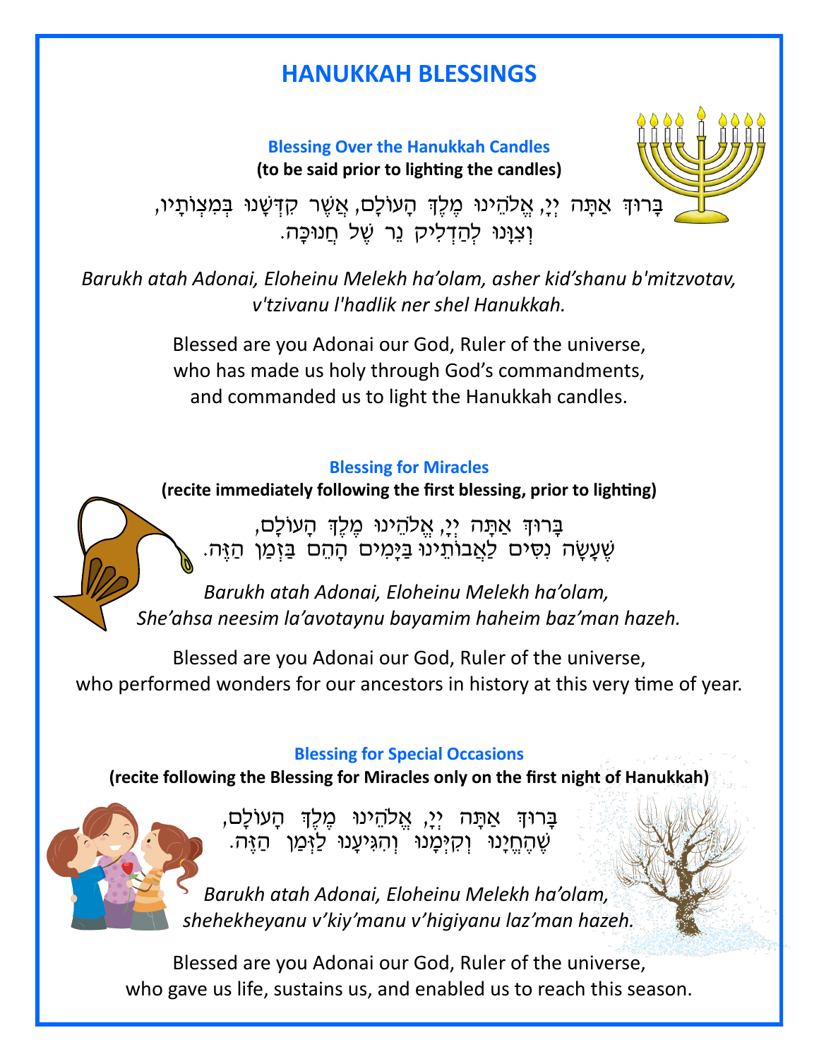# HANUKKAH BLESSINGS

### Blessing Over the Hanukkah Candles

**(to be said prior to lighting the candles)**

בָּרוּךְ אַתָּה יְיָ, אֱלֹהֵינוּ מֶלֶךְ הָעוֹלָם, אֲשֶׁר קִדְּשָׁנוּ בְּמִצְוֹתָיו,
וְצִוָּנוּ לְהַדְלִיק נֵר שֶׁל חֲנוּכָּה.

*Barukh atah Adonai, Eloheinu Melekh ha'olam, asher kid'shanu b'mitzvotav,*
*v'tzivanu l'hadlik ner shel Hanukkah.*

Blessed are you Adonai our God, Ruler of the universe,
who has made us holy through God's commandments,
and commanded us to light the Hanukkah candles.

### Blessing for Miracles

**(recite immediately following the first blessing, prior to lighting)**

בָּרוּךְ אַתָּה יְיָ, אֱלֹהֵינוּ מֶלֶךְ הָעוֹלָם,
שֶׁעָשָׂה נִסִּים לַאֲבוֹתֵינוּ בַּיָּמִים הָהֵם בַּזְּמַן הַזֶּה.

*Barukh atah Adonai, Eloheinu Melekh ha'olam,*
*She'ahsa neesim la'avotaynu bayamim haheim baz'man hazeh.*

Blessed are you Adonai our God, Ruler of the universe,
who performed wonders for our ancestors in history at this very time of year.

### Blessing for Special Occasions

**(recite following the Blessing for Miracles only on the first night of Hanukkah)**

בָּרוּךְ אַתָּה יְיָ, אֱלֹהֵינוּ מֶלֶךְ הָעוֹלָם,
שֶׁהֶחֱיָנוּ וְקִיְּמָנוּ וְהִגִּיעָנוּ לַזְּמַן הַזֶּה.

*Barukh atah Adonai, Eloheinu Melekh ha'olam,*
*shehekheyanu v'kiy'manu v'higiyanu laz'man hazeh.*

Blessed are you Adonai our God, Ruler of the universe,
who gave us life, sustains us, and enabled us to reach this season.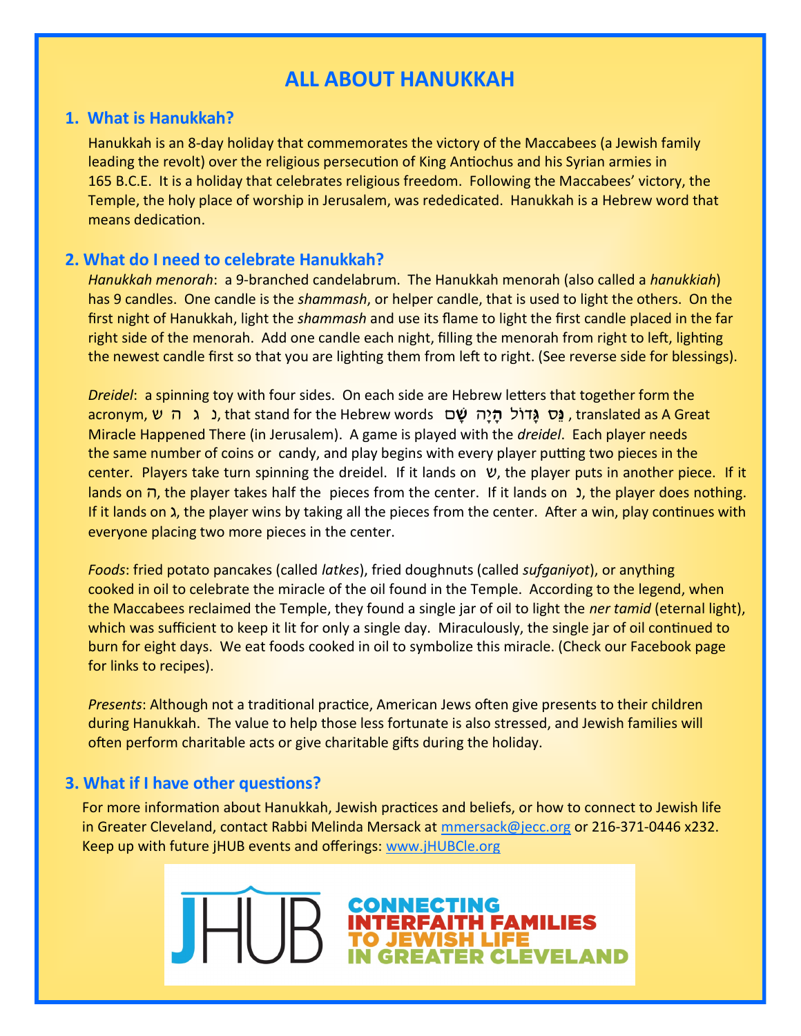# ALL ABOUT HANUKKAH

## 1. What is Hanukkah?

Hanukkah is an 8-day holiday that commemorates the victory of the Maccabees (a Jewish family leading the revolt) over the religious persecution of King Antiochus and his Syrian armies in 165 B.C.E. It is a holiday that celebrates religious freedom. Following the Maccabees' victory, the Temple, the holy place of worship in Jerusalem, was rededicated. Hanukkah is a Hebrew word that means dedication.

## 2. What do I need to celebrate Hanukkah?

*Hanukkah menorah*: a 9-branched candelabrum. The Hanukkah menorah (also called a *hanukkiah*) has 9 candles. One candle is the *shammash*, or helper candle, that is used to light the others. On the first night of Hanukkah, light the *shammash* and use its flame to light the first candle placed in the far right side of the menorah. Add one candle each night, filling the menorah from right to left, lighting the newest candle first so that you are lighting them from left to right. (See reverse side for blessings).

*Dreidel*: a spinning toy with four sides. On each side are Hebrew letters that together form the acronym, נ ג ה ש, that stand for the Hebrew words נֵס גָּדוֹל הָיָה שָׁם, translated as A Great Miracle Happened There (in Jerusalem). A game is played with the *dreidel*. Each player needs the same number of coins or candy, and play begins with every player putting two pieces in the center. Players take turn spinning the dreidel. If it lands on ש, the player puts in another piece. If it lands on ה, the player takes half the pieces from the center. If it lands on נ, the player does nothing. If it lands on ג, the player wins by taking all the pieces from the center. After a win, play continues with everyone placing two more pieces in the center.

*Foods*: fried potato pancakes (called *latkes*), fried doughnuts (called *sufganiyot*), or anything cooked in oil to celebrate the miracle of the oil found in the Temple. According to the legend, when the Maccabees reclaimed the Temple, they found a single jar of oil to light the *ner tamid* (eternal light), which was sufficient to keep it lit for only a single day. Miraculously, the single jar of oil continued to burn for eight days. We eat foods cooked in oil to symbolize this miracle. (Check our Facebook page for links to recipes).

*Presents*: Although not a traditional practice, American Jews often give presents to their children during Hanukkah. The value to help those less fortunate is also stressed, and Jewish families will often perform charitable acts or give charitable gifts during the holiday.

## 3. What if I have other questions?

For more information about Hanukkah, Jewish practices and beliefs, or how to connect to Jewish life in Greater Cleveland, contact Rabbi Melinda Mersack at [mmersack@jecc.org](mailto:mmersack@jecc.org) or 216-371-0446 x232. Keep up with future jHUB events and offerings: [www.jHUBCle.org](http://www.jHUBCle.org)

jHUB CONNECTING INTERFAITH FAMILIES TO JEWISH LIFE IN GREATER CLEVELAND